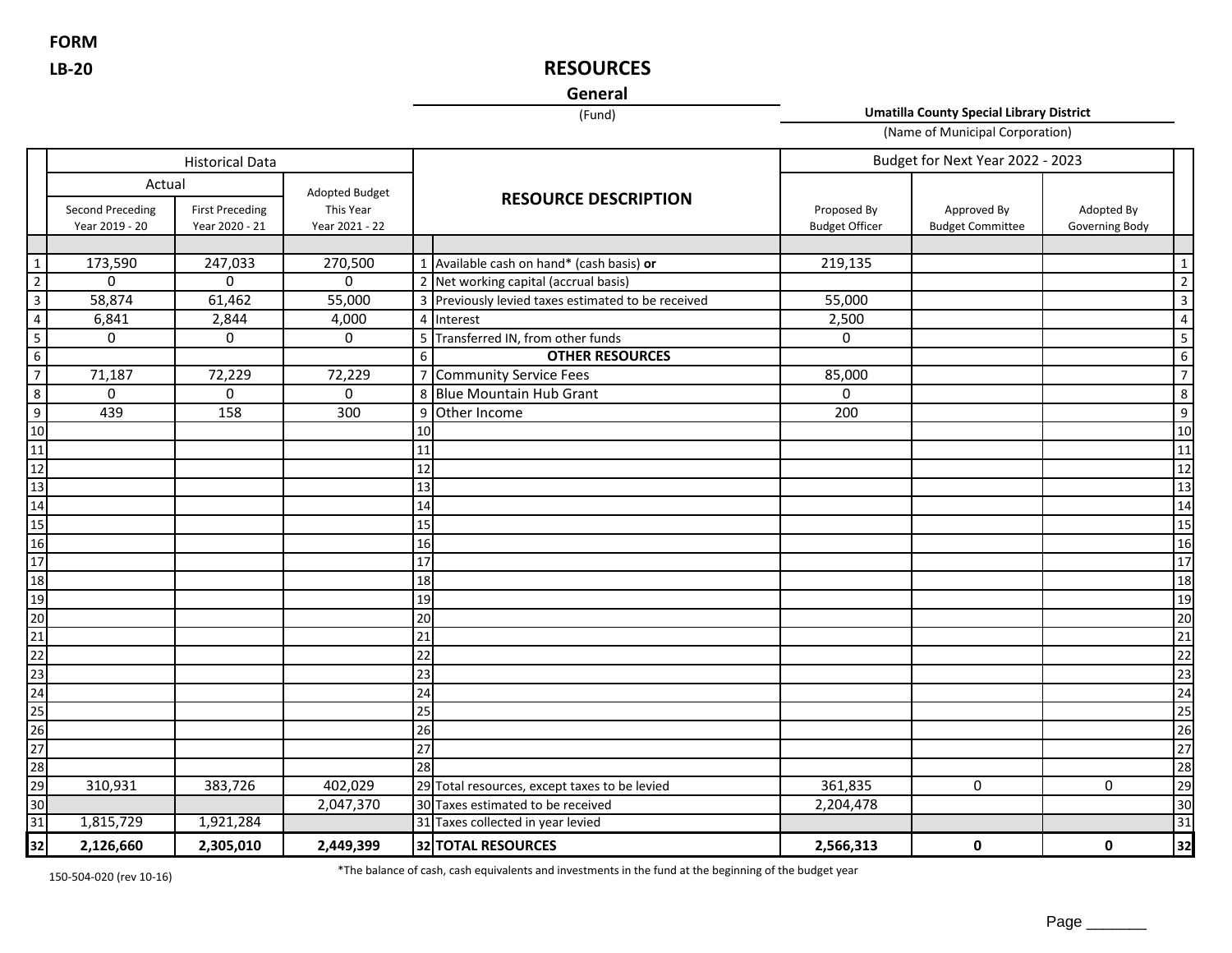FORM

LB-20

# RESOURCES

**General**

(Fund)

**Umatilla County Special Library District**

(Name of Municipal Corporation)

| | Historical Data | | | | | Budget for Next Year 2022 - 2023 | | | |
|---|---|---|---|---|---|---|---|---|---|
| | Actual | | Adopted Budget This Year Year 2021 - 22 | | RESOURCE DESCRIPTION | Proposed By Budget Officer | Approved By Budget Committee | Adopted By Governing Body | |
| | Second Preceding Year 2019 - 20 | First Preceding Year 2020 - 21 | | | | | | | |
| 1 | 173,590 | 247,033 | 270,500 | 1 | Available cash on hand* (cash basis) **or** | 219,135 | | | 1 |
| 2 | 0 | 0 | 0 | 2 | Net working capital (accrual basis) | | | | 2 |
| 3 | 58,874 | 61,462 | 55,000 | 3 | Previously levied taxes estimated to be received | 55,000 | | | 3 |
| 4 | 6,841 | 2,844 | 4,000 | 4 | Interest | 2,500 | | | 4 |
| 5 | 0 | 0 | 0 | 5 | Transferred IN, from other funds | 0 | | | 5 |
| 6 | | | | 6 | **OTHER RESOURCES** | | | | 6 |
| 7 | 71,187 | 72,229 | 72,229 | 7 | Community Service Fees | 85,000 | | | 7 |
| 8 | 0 | 0 | 0 | 8 | Blue Mountain Hub Grant | 0 | | | 8 |
| 9 | 439 | 158 | 300 | 9 | Other Income | 200 | | | 9 |
| 10 | | | | 10 | | | | | 10 |
| 11 | | | | 11 | | | | | 11 |
| 12 | | | | 12 | | | | | 12 |
| 13 | | | | 13 | | | | | 13 |
| 14 | | | | 14 | | | | | 14 |
| 15 | | | | 15 | | | | | 15 |
| 16 | | | | 16 | | | | | 16 |
| 17 | | | | 17 | | | | | 17 |
| 18 | | | | 18 | | | | | 18 |
| 19 | | | | 19 | | | | | 19 |
| 20 | | | | 20 | | | | | 20 |
| 21 | | | | 21 | | | | | 21 |
| 22 | | | | 22 | | | | | 22 |
| 23 | | | | 23 | | | | | 23 |
| 24 | | | | 24 | | | | | 24 |
| 25 | | | | 25 | | | | | 25 |
| 26 | | | | 26 | | | | | 26 |
| 27 | | | | 27 | | | | | 27 |
| 28 | | | | 28 | | | | | 28 |
| 29 | 310,931 | 383,726 | 402,029 | 29 | Total resources, except taxes to be levied | 361,835 | 0 | 0 | 29 |
| 30 | | | 2,047,370 | 30 | Taxes estimated to be received | 2,204,478 | | | 30 |
| 31 | 1,815,729 | 1,921,284 | | 31 | Taxes collected in year levied | | | | 31 |
| **32** | **2,126,660** | **2,305,010** | **2,449,399** | **32** | **TOTAL RESOURCES** | **2,566,313** | **0** | **0** | **32** |

150-504-020 (rev 10-16)

*The balance of cash, cash equivalents and investments in the fund at the beginning of the budget year

Page _______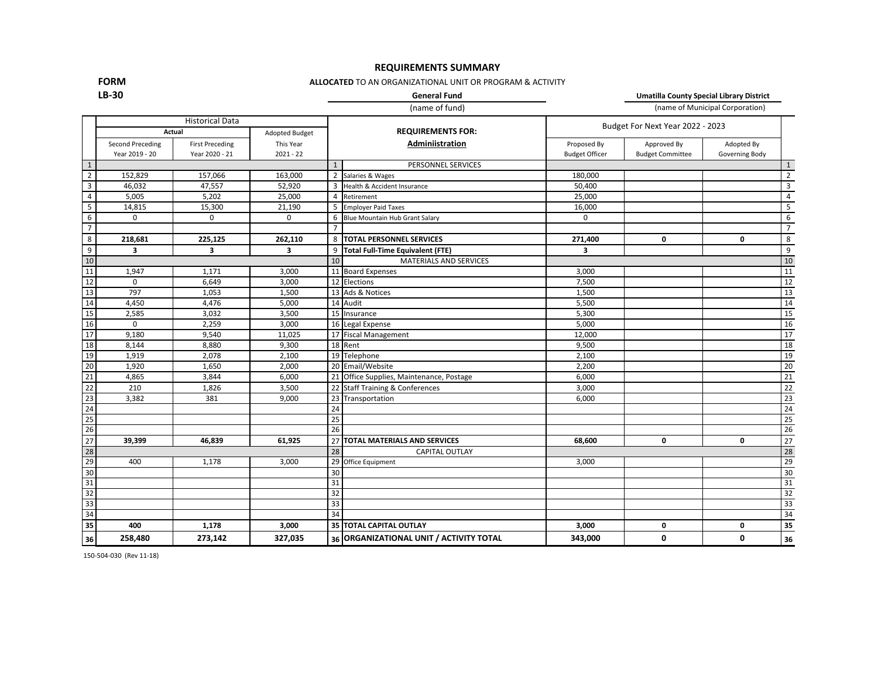# REQUIREMENTS SUMMARY

**FORM LB-30**

**ALLOCATED** TO AN ORGANIZATIONAL UNIT OR PROGRAM & ACTIVITY

**General Fund** (name of fund)

**Umatilla County Special Library District** (name of Municipal Corporation)

| | Historical Data | | | | REQUIREMENTS FOR: | Budget For Next Year 2022 - 2023 | | | |
|---|---|---|---|---|---|---|---|---|---|
| | Actual | | Adopted Budget | | **Adminiistration** | | | | |
| | Second Preceding Year 2019 - 20 | First Preceding Year 2020 - 21 | This Year 2021 - 22 | | | Proposed By Budget Officer | Approved By Budget Committee | Adopted By Governing Body | |
| 1 | | | | 1 | PERSONNEL SERVICES | | | | 1 |
| 2 | 152,829 | 157,066 | 163,000 | 2 | Salaries & Wages | 180,000 | | | 2 |
| 3 | 46,032 | 47,557 | 52,920 | 3 | Health & Accident Insurance | 50,400 | | | 3 |
| 4 | 5,005 | 5,202 | 25,000 | 4 | Retirement | 25,000 | | | 4 |
| 5 | 14,815 | 15,300 | 21,190 | 5 | Employer Paid Taxes | 16,000 | | | 5 |
| 6 | 0 | 0 | 0 | 6 | Blue Mountain Hub Grant Salary | 0 | | | 6 |
| 7 | | | | 7 | | | | | 7 |
| 8 | **218,681** | **225,125** | **262,110** | 8 | **TOTAL PERSONNEL SERVICES** | **271,400** | **0** | **0** | 8 |
| 9 | **3** | **3** | **3** | 9 | **Total Full-Time Equivalent (FTE)** | **3** | | | 9 |
| 10 | | | | 10 | MATERIALS AND SERVICES | | | | 10 |
| 11 | 1,947 | 1,171 | 3,000 | 11 | Board Expenses | 3,000 | | | 11 |
| 12 | 0 | 6,649 | 3,000 | 12 | Elections | 7,500 | | | 12 |
| 13 | 797 | 1,053 | 1,500 | 13 | Ads & Notices | 1,500 | | | 13 |
| 14 | 4,450 | 4,476 | 5,000 | 14 | Audit | 5,500 | | | 14 |
| 15 | 2,585 | 3,032 | 3,500 | 15 | Insurance | 5,300 | | | 15 |
| 16 | 0 | 2,259 | 3,000 | 16 | Legal Expense | 5,000 | | | 16 |
| 17 | 9,180 | 9,540 | 11,025 | 17 | Fiscal Management | 12,000 | | | 17 |
| 18 | 8,144 | 8,880 | 9,300 | 18 | Rent | 9,500 | | | 18 |
| 19 | 1,919 | 2,078 | 2,100 | 19 | Telephone | 2,100 | | | 19 |
| 20 | 1,920 | 1,650 | 2,000 | 20 | Email/Website | 2,200 | | | 20 |
| 21 | 4,865 | 3,844 | 6,000 | 21 | Office Supplies, Maintenance, Postage | 6,000 | | | 21 |
| 22 | 210 | 1,826 | 3,500 | 22 | Staff Training & Conferences | 3,000 | | | 22 |
| 23 | 3,382 | 381 | 9,000 | 23 | Transportation | 6,000 | | | 23 |
| 24 | | | | 24 | | | | | 24 |
| 25 | | | | 25 | | | | | 25 |
| 26 | | | | 26 | | | | | 26 |
| 27 | **39,399** | **46,839** | **61,925** | 27 | **TOTAL MATERIALS AND SERVICES** | **68,600** | **0** | **0** | 27 |
| 28 | | | | 28 | CAPITAL OUTLAY | | | | 28 |
| 29 | 400 | 1,178 | 3,000 | 29 | Office Equipment | 3,000 | | | 29 |
| 30 | | | | 30 | | | | | 30 |
| 31 | | | | 31 | | | | | 31 |
| 32 | | | | 32 | | | | | 32 |
| 33 | | | | 33 | | | | | 33 |
| 34 | | | | 34 | | | | | 34 |
| **35** | **400** | **1,178** | **3,000** | **35** | **TOTAL CAPITAL OUTLAY** | **3,000** | **0** | **0** | **35** |
| **36** | **258,480** | **273,142** | **327,035** | **36** | **ORGANIZATIONAL UNIT / ACTIVITY TOTAL** | **343,000** | **0** | **0** | **36** |

150-504-030 (Rev 11-18)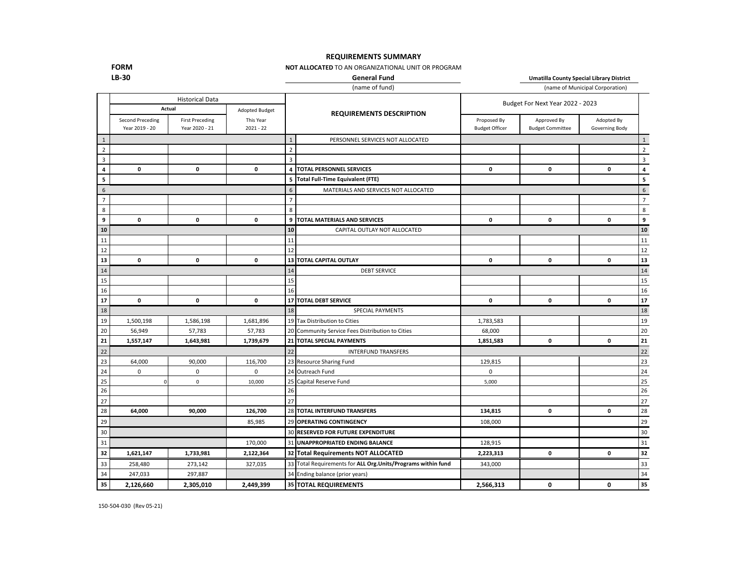# REQUIREMENTS SUMMARY

**FORM LB-30**

**NOT ALLOCATED** TO AN ORGANIZATIONAL UNIT OR PROGRAM

**General Fund** (name of fund)

**Umatilla County Special Library District** (name of Municipal Corporation)

| | Historical Data | | | | | Budget For Next Year 2022 - 2023 | | | |
|---|---|---|---|---|---|---|---|---|---|
| | Actual | | Adopted Budget | | REQUIREMENTS DESCRIPTION | | | | |
| | Second Preceding Year 2019 - 20 | First Preceding Year 2020 - 21 | This Year 2021 - 22 | | | Proposed By Budget Officer | Approved By Budget Committee | Adopted By Governing Body | |
| 1 | | | | 1 | PERSONNEL SERVICES NOT ALLOCATED | | | | 1 |
| 2 | | | | 2 | | | | | 2 |
| 3 | | | | 3 | | | | | 3 |
| **4** | **0** | **0** | **0** | **4** | **TOTAL PERSONNEL SERVICES** | **0** | **0** | **0** | **4** |
| **5** | | | | **5** | **Total Full-Time Equivalent (FTE)** | | | | **5** |
| 6 | | | | 6 | MATERIALS AND SERVICES NOT ALLOCATED | | | | 6 |
| 7 | | | | 7 | | | | | 7 |
| 8 | | | | 8 | | | | | 8 |
| **9** | **0** | **0** | **0** | **9** | **TOTAL MATERIALS AND SERVICES** | **0** | **0** | **0** | **9** |
| **10** | | | | **10** | CAPITAL OUTLAY NOT ALLOCATED | | | | **10** |
| 11 | | | | 11 | | | | | 11 |
| 12 | | | | 12 | | | | | 12 |
| **13** | **0** | **0** | **0** | **13** | **TOTAL CAPITAL OUTLAY** | **0** | **0** | **0** | **13** |
| 14 | | | | 14 | DEBT SERVICE | | | | 14 |
| 15 | | | | 15 | | | | | 15 |
| 16 | | | | 16 | | | | | 16 |
| **17** | **0** | **0** | **0** | **17** | **TOTAL DEBT SERVICE** | **0** | **0** | **0** | **17** |
| 18 | | | | 18 | SPECIAL PAYMENTS | | | | 18 |
| 19 | 1,500,198 | 1,586,198 | 1,681,896 | 19 | Tax Distribution to Cities | 1,783,583 | | | 19 |
| 20 | 56,949 | 57,783 | 57,783 | 20 | Community Service Fees Distribution to Cities | 68,000 | | | 20 |
| **21** | **1,557,147** | **1,643,981** | **1,739,679** | **21** | **TOTAL SPECIAL PAYMENTS** | **1,851,583** | **0** | **0** | **21** |
| 22 | | | | 22 | INTERFUND TRANSFERS | | | | 22 |
| 23 | 64,000 | 90,000 | 116,700 | 23 | Resource Sharing Fund | 129,815 | | | 23 |
| 24 | 0 | 0 | 0 | 24 | Outreach Fund | 0 | | | 24 |
| 25 | 0 | 0 | 10,000 | 25 | Capital Reserve Fund | 5,000 | | | 25 |
| 26 | | | | 26 | | | | | 26 |
| 27 | | | | 27 | | | | | 27 |
| 28 | **64,000** | **90,000** | **126,700** | 28 | **TOTAL INTERFUND TRANSFERS** | **134,815** | **0** | **0** | 28 |
| 29 | | | 85,985 | 29 | **OPERATING CONTINGENCY** | 108,000 | | | 29 |
| 30 | | | | 30 | **RESERVED FOR FUTURE EXPENDITURE** | | | | 30 |
| 31 | | | 170,000 | 31 | **UNAPPROPRIATED ENDING BALANCE** | 128,915 | | | 31 |
| **32** | **1,621,147** | **1,733,981** | **2,122,364** | **32** | **Total Requirements NOT ALLOCATED** | **2,223,313** | **0** | **0** | **32** |
| 33 | 258,480 | 273,142 | 327,035 | 33 | Total Requirements for **ALL Org.Units/Programs within fund** | 343,000 | | | 33 |
| 34 | 247,033 | 297,887 | | 34 | Ending balance (prior years) | | | | 34 |
| **35** | **2,126,660** | **2,305,010** | **2,449,399** | **35** | **TOTAL REQUIREMENTS** | **2,566,313** | **0** | **0** | **35** |

150-504-030 (Rev 05-21)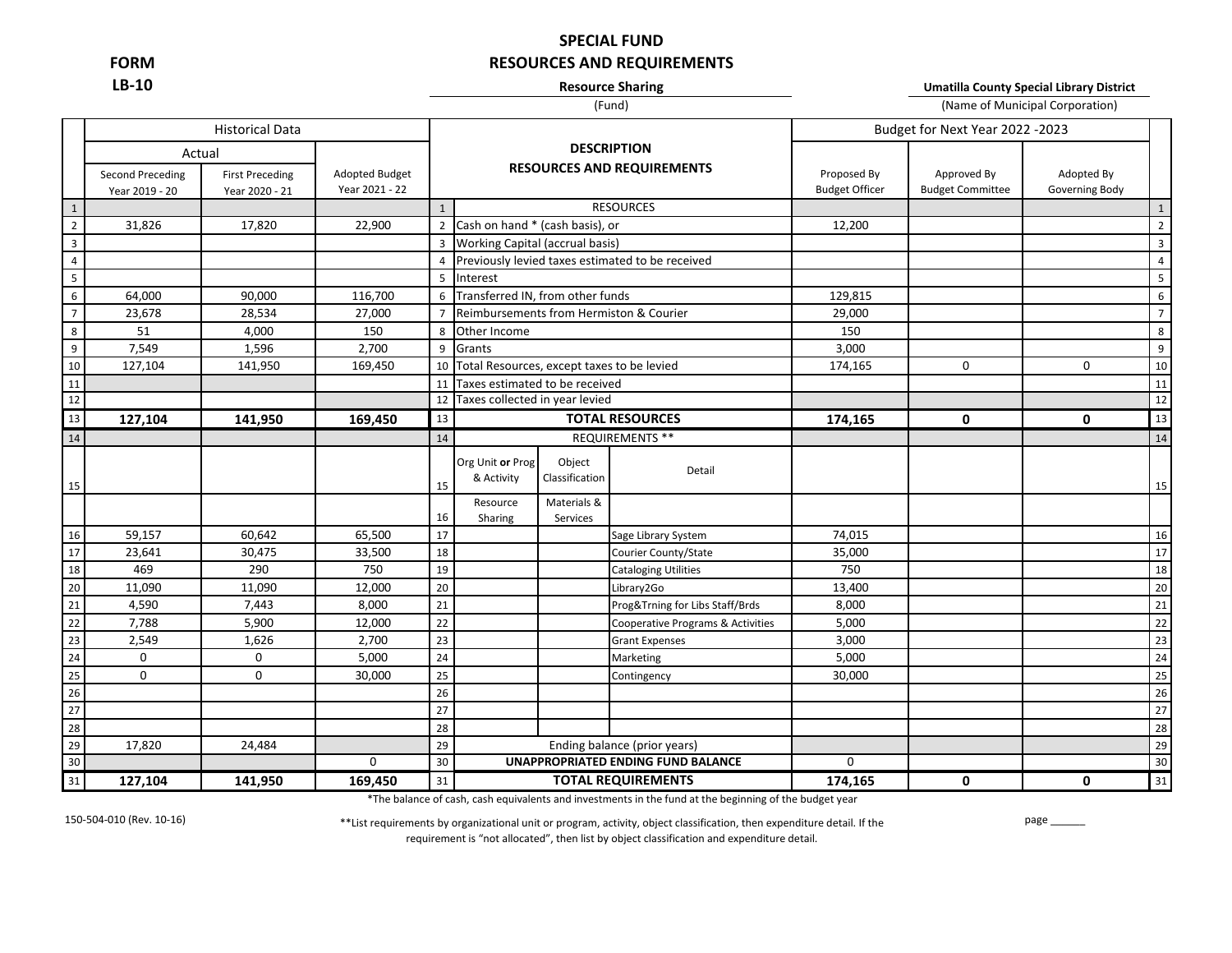**FORM LB-10**

# SPECIAL FUND RESOURCES AND REQUIREMENTS

**Resource Sharing** (Fund)

**Umatilla County Special Library District** (Name of Municipal Corporation)

| | Historical Data | | | | DESCRIPTION RESOURCES AND REQUIREMENTS | | | Budget for Next Year 2022 -2023 | | | |
|---|---|---|---|---|---|---|---|---|---|---|---|
| | Actual | | | | | | | | | | |
| | Second Preceding Year 2019 - 20 | First Preceding Year 2020 - 21 | Adopted Budget Year 2021 - 22 | | | | | Proposed By Budget Officer | Approved By Budget Committee | Adopted By Governing Body | |
| 1 | | | | 1 | RESOURCES | | | | | | 1 |
| 2 | 31,826 | 17,820 | 22,900 | 2 | Cash on hand * (cash basis), or | | | 12,200 | | | 2 |
| 3 | | | | 3 | Working Capital (accrual basis) | | | | | | 3 |
| 4 | | | | 4 | Previously levied taxes estimated to be received | | | | | | 4 |
| 5 | | | | 5 | Interest | | | | | | 5 |
| 6 | 64,000 | 90,000 | 116,700 | 6 | Transferred IN, from other funds | | | 129,815 | | | 6 |
| 7 | 23,678 | 28,534 | 27,000 | 7 | Reimbursements from Hermiston & Courier | | | 29,000 | | | 7 |
| 8 | 51 | 4,000 | 150 | 8 | Other Income | | | 150 | | | 8 |
| 9 | 7,549 | 1,596 | 2,700 | 9 | Grants | | | 3,000 | | | 9 |
| 10 | 127,104 | 141,950 | 169,450 | 10 | Total Resources, except taxes to be levied | | | 174,165 | 0 | 0 | 10 |
| 11 | | | | 11 | Taxes estimated to be received | | | | | | 11 |
| 12 | | | | 12 | Taxes collected in year levied | | | | | | 12 |
| 13 | **127,104** | **141,950** | **169,450** | 13 | **TOTAL RESOURCES** | | | **174,165** | **0** | **0** | 13 |
| 14 | | | | 14 | REQUIREMENTS ** | | | | | | 14 |
| 15 | | | | 15 | Org Unit **or** Prog & Activity | Object Classification | Detail | | | | 15 |
| | | | | 16 | Resource Sharing | Materials & Services | | | | | |
| 16 | 59,157 | 60,642 | 65,500 | 17 | | | Sage Library System | 74,015 | | | 16 |
| 17 | 23,641 | 30,475 | 33,500 | 18 | | | Courier County/State | 35,000 | | | 17 |
| 18 | 469 | 290 | 750 | 19 | | | Cataloging Utilities | 750 | | | 18 |
| 20 | 11,090 | 11,090 | 12,000 | 20 | | | Library2Go | 13,400 | | | 20 |
| 21 | 4,590 | 7,443 | 8,000 | 21 | | | Prog&Trning for Libs Staff/Brds | 8,000 | | | 21 |
| 22 | 7,788 | 5,900 | 12,000 | 22 | | | Cooperative Programs & Activities | 5,000 | | | 22 |
| 23 | 2,549 | 1,626 | 2,700 | 23 | | | Grant Expenses | 3,000 | | | 23 |
| 24 | 0 | 0 | 5,000 | 24 | | | Marketing | 5,000 | | | 24 |
| 25 | 0 | 0 | 30,000 | 25 | | | Contingency | 30,000 | | | 25 |
| 26 | | | | 26 | | | | | | | 26 |
| 27 | | | | 27 | | | | | | | 27 |
| 28 | | | | 28 | | | | | | | 28 |
| 29 | 17,820 | 24,484 | | 29 | Ending balance (prior years) | | | | | | 29 |
| 30 | | | 0 | 30 | **UNAPPROPRIATED ENDING FUND BALANCE** | | | 0 | | | 30 |
| 31 | **127,104** | **141,950** | **169,450** | 31 | **TOTAL REQUIREMENTS** | | | **174,165** | **0** | **0** | 31 |

*The balance of cash, cash equivalents and investments in the fund at the beginning of the budget year

**List requirements by organizational unit or program, activity, object classification, then expenditure detail. If the requirement is "not allocated", then list by object classification and expenditure detail.

150-504-010 (Rev. 10-16)

page ______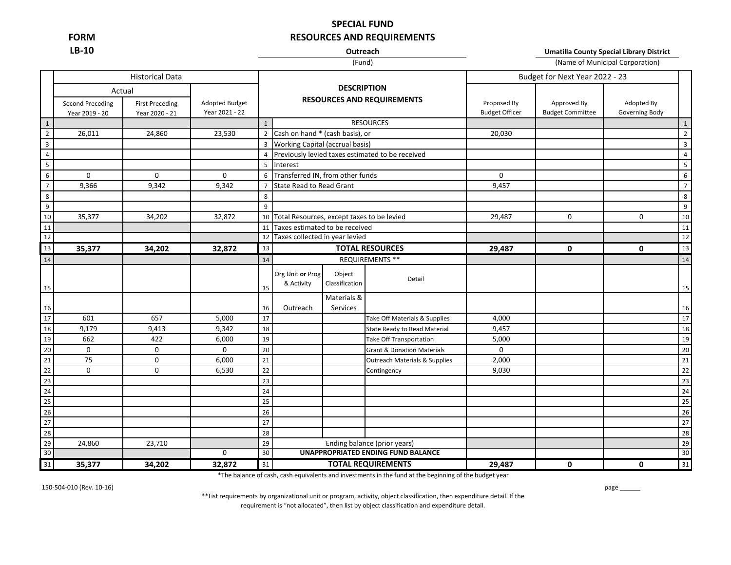**FORM LB-10**

# SPECIAL FUND
## RESOURCES AND REQUIREMENTS

**Outreach** (Fund)

**Umatilla County Special Library District** (Name of Municipal Corporation)

| | Historical Data | | | | DESCRIPTION RESOURCES AND REQUIREMENTS | | | Budget for Next Year 2022 - 23 | | | |
|---|---|---|---|---|---|---|---|---|---|---|---|
| | Actual | | | | | | | | | | |
| | Second Preceding Year 2019 - 20 | First Preceding Year 2020 - 21 | Adopted Budget Year 2021 - 22 | | | | | Proposed By Budget Officer | Approved By Budget Committee | Adopted By Governing Body | |
| 1 | | | | 1 | RESOURCES | | | | | | 1 |
| 2 | 26,011 | 24,860 | 23,530 | 2 | Cash on hand * (cash basis), or | | | 20,030 | | | 2 |
| 3 | | | | 3 | Working Capital (accrual basis) | | | | | | 3 |
| 4 | | | | 4 | Previously levied taxes estimated to be received | | | | | | 4 |
| 5 | | | | 5 | Interest | | | | | | 5 |
| 6 | 0 | 0 | 0 | 6 | Transferred IN, from other funds | | | 0 | | | 6 |
| 7 | 9,366 | 9,342 | 9,342 | 7 | State Read to Read Grant | | | 9,457 | | | 7 |
| 8 | | | | 8 | | | | | | | 8 |
| 9 | | | | 9 | | | | | | | 9 |
| 10 | 35,377 | 34,202 | 32,872 | 10 | Total Resources, except taxes to be levied | | | 29,487 | 0 | 0 | 10 |
| 11 | | | | 11 | Taxes estimated to be received | | | | | | 11 |
| 12 | | | | 12 | Taxes collected in year levied | | | | | | 12 |
| 13 | **35,377** | **34,202** | **32,872** | 13 | **TOTAL RESOURCES** | | | **29,487** | **0** | **0** | 13 |
| 14 | | | | 14 | REQUIREMENTS ** | | | | | | 14 |
| 15 | | | | 15 | Org Unit **or** Prog & Activity | Object Classification | Detail | | | | 15 |
| 16 | | | | 16 | Outreach | Materials & Services | | | | | 16 |
| 17 | 601 | 657 | 5,000 | 17 | | | Take Off Materials & Supplies | 4,000 | | | 17 |
| 18 | 9,179 | 9,413 | 9,342 | 18 | | | State Ready to Read Material | 9,457 | | | 18 |
| 19 | 662 | 422 | 6,000 | 19 | | | Take Off Transportation | 5,000 | | | 19 |
| 20 | 0 | 0 | 0 | 20 | | | Grant & Donation Materials | 0 | | | 20 |
| 21 | 75 | 0 | 6,000 | 21 | | | Outreach Materials & Supplies | 2,000 | | | 21 |
| 22 | 0 | 0 | 6,530 | 22 | | | Contingency | 9,030 | | | 22 |
| 23 | | | | 23 | | | | | | | 23 |
| 24 | | | | 24 | | | | | | | 24 |
| 25 | | | | 25 | | | | | | | 25 |
| 26 | | | | 26 | | | | | | | 26 |
| 27 | | | | 27 | | | | | | | 27 |
| 28 | | | | 28 | | | | | | | 28 |
| 29 | 24,860 | 23,710 | | 29 | Ending balance (prior years) | | | | | | 29 |
| 30 | | | 0 | 30 | **UNAPPROPRIATED ENDING FUND BALANCE** | | | | | | 30 |
| 31 | **35,377** | **34,202** | **32,872** | 31 | **TOTAL REQUIREMENTS** | | | **29,487** | **0** | **0** | 31 |

*The balance of cash, cash equivalents and investments in the fund at the beginning of the budget year

150-504-010 (Rev. 10-16)

page ______

**List requirements by organizational unit or program, activity, object classification, then expenditure detail. If the requirement is "not allocated", then list by object classification and expenditure detail.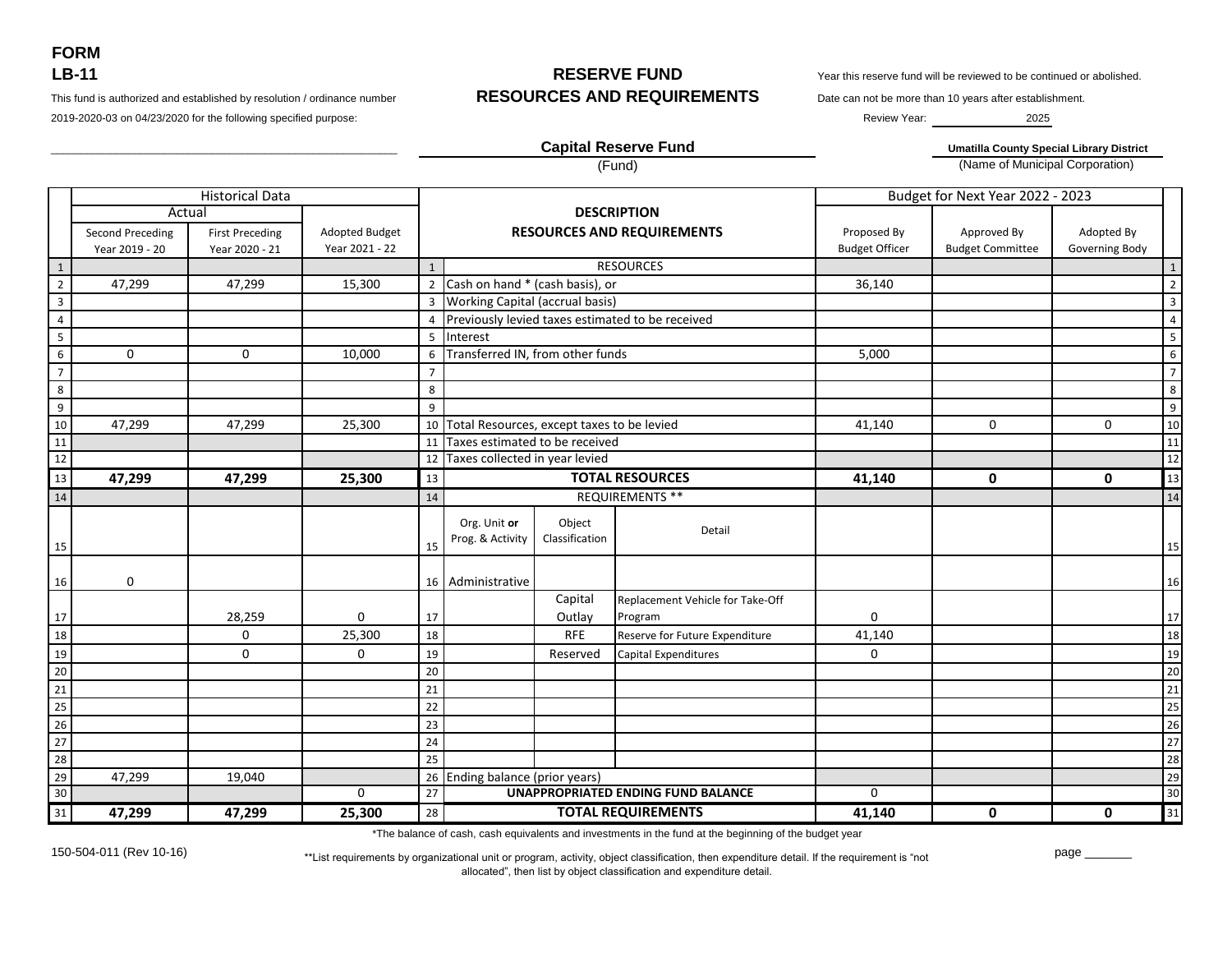**FORM**
**LB-11**

# RESERVE FUND
## RESOURCES AND REQUIREMENTS

This fund is authorized and established by resolution / ordinance number 2019-2020-03 on 04/23/2020 for the following specified purpose:

Year this reserve fund will be reviewed to be continued or abolished. Date can not be more than 10 years after establishment.

Review Year: 2025

**Capital Reserve Fund**
(Fund)

**Umatilla County Special Library District**
(Name of Municipal Corporation)

| | Historical Data | | | | DESCRIPTION RESOURCES AND REQUIREMENTS | | | Budget for Next Year 2022 - 2023 | | | |
|---|---|---|---|---|---|---|---|---|---|---|---|
| | Actual | | | | | | | | | | |
| | Second Preceding Year 2019 - 20 | First Preceding Year 2020 - 21 | Adopted Budget Year 2021 - 22 | | | | | Proposed By Budget Officer | Approved By Budget Committee | Adopted By Governing Body | |
| 1 | | | | 1 | RESOURCES | | | | | | 1 |
| 2 | 47,299 | 47,299 | 15,300 | 2 | Cash on hand * (cash basis), or | | | 36,140 | | | 2 |
| 3 | | | | 3 | Working Capital (accrual basis) | | | | | | 3 |
| 4 | | | | 4 | Previously levied taxes estimated to be received | | | | | | 4 |
| 5 | | | | 5 | Interest | | | | | | 5 |
| 6 | 0 | 0 | 10,000 | 6 | Transferred IN, from other funds | | | 5,000 | | | 6 |
| 7 | | | | 7 | | | | | | | 7 |
| 8 | | | | 8 | | | | | | | 8 |
| 9 | | | | 9 | | | | | | | 9 |
| 10 | 47,299 | 47,299 | 25,300 | 10 | Total Resources, except taxes to be levied | | | 41,140 | 0 | 0 | 10 |
| 11 | | | | 11 | Taxes estimated to be received | | | | | | 11 |
| 12 | | | | 12 | Taxes collected in year levied | | | | | | 12 |
| 13 | **47,299** | **47,299** | **25,300** | 13 | **TOTAL RESOURCES** | | | **41,140** | **0** | **0** | 13 |
| 14 | | | | 14 | REQUIREMENTS ** | | | | | | 14 |
| 15 | | | | 15 | Org. Unit **or** Prog. & Activity | Object Classification | Detail | | | | 15 |
| 16 | 0 | | | 16 | Administrative | | | | | | 16 |
| 17 | | 28,259 | 0 | 17 | | Capital Outlay | Replacement Vehicle for Take-Off Program | 0 | | | 17 |
| 18 | | 0 | 25,300 | 18 | | RFE | Reserve for Future Expenditure | 41,140 | | | 18 |
| 19 | | 0 | 0 | 19 | | Reserved | Capital Expenditures | 0 | | | 19 |
| 20 | | | | 20 | | | | | | | 20 |
| 21 | | | | 21 | | | | | | | 21 |
| 25 | | | | 22 | | | | | | | 25 |
| 26 | | | | 23 | | | | | | | 26 |
| 27 | | | | 24 | | | | | | | 27 |
| 28 | | | | 25 | | | | | | | 28 |
| 29 | 47,299 | 19,040 | | 26 | Ending balance (prior years) | | | | | | 29 |
| 30 | | | 0 | 27 | **UNAPPROPRIATED ENDING FUND BALANCE** | | | 0 | | | 30 |
| 31 | **47,299** | **47,299** | **25,300** | 28 | **TOTAL REQUIREMENTS** | | | **41,140** | **0** | **0** | 31 |

*The balance of cash, cash equivalents and investments in the fund at the beginning of the budget year

150-504-011 (Rev 10-16)

**List requirements by organizational unit or program, activity, object classification, then expenditure detail. If the requirement is "not allocated", then list by object classification and expenditure detail.

page _______